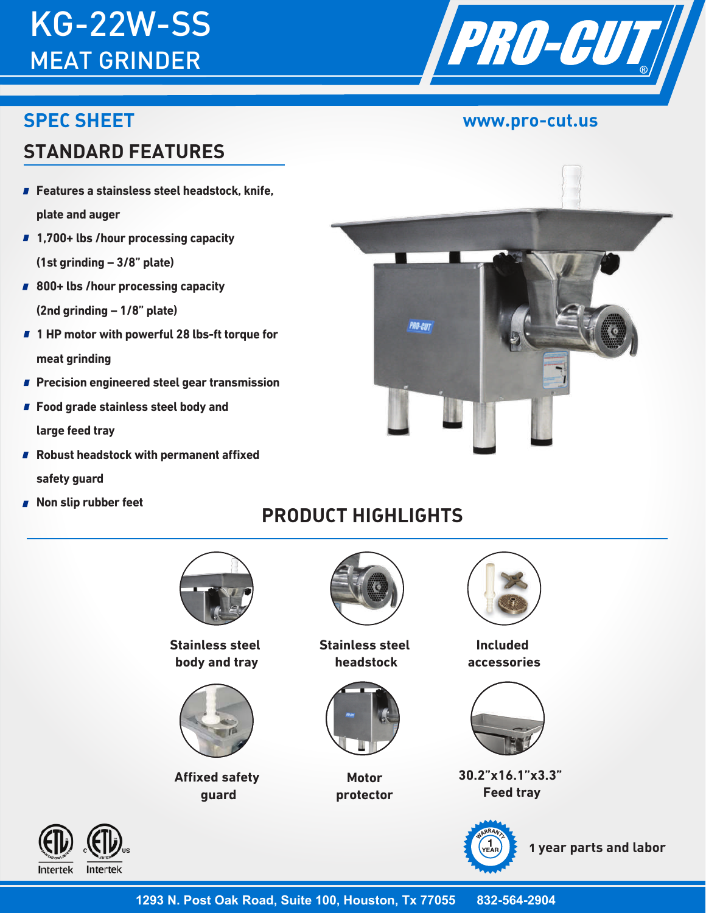# KG-22W-SS
## MEAT GRINDER

PRO-CUT®

## SPEC SHEET

www.pro-cut.us

## STANDARD FEATURES

- Features a stainsless steel headstock, knife, plate and auger
- 1,700+ lbs /hour processing capacity (1st grinding – 3/8" plate)
- 800+ lbs /hour processing capacity (2nd grinding – 1/8" plate)
- 1 HP motor with powerful 28 lbs-ft torque for meat grinding
- Precision engineered steel gear transmission
- Food grade stainless steel body and large feed tray
- Robust headstock with permanent affixed safety guard
- Non slip rubber feet

## PRODUCT HIGHLIGHTS

- Stainless steel body and tray
- Stainless steel headstock
- Included accessories
- Affixed safety guard
- Motor protector
- 30.2"x16.1"x3.3" Feed tray

Intertek Intertek

WARRANTY 1 YEAR

1 year parts and labor

1293 N. Post Oak Road, Suite 100, Houston, Tx 77055 832-564-2904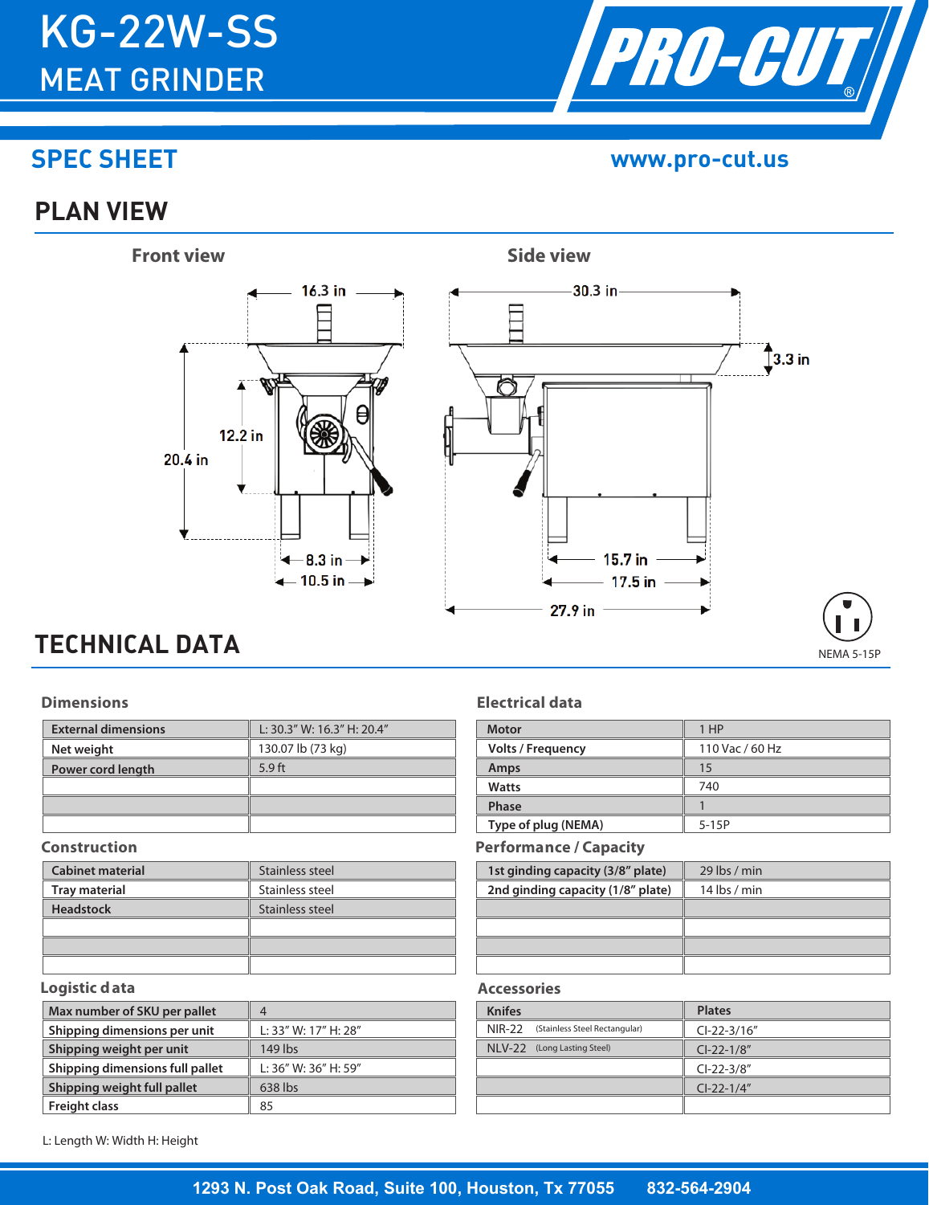# KG-22W-SS
## MEAT GRINDER

PRO-CUT®

**SPEC SHEET** www.pro-cut.us

## PLAN VIEW

Front view

16.3 in
12.2 in
20.4 in
8.3 in
10.5 in

Side view

30.3 in
3.3 in
15.7 in
17.5 in
27.9 in

NEMA 5-15P

## TECHNICAL DATA

### Dimensions

| | |
|---|---|
| External dimensions | L: 30.3" W: 16.3" H: 20.4" |
| Net weight | 130.07 lb (73 kg) |
| Power cord length | 5.9 ft |
| | |
| | |
| | |

### Electrical data

| | |
|---|---|
| Motor | 1 HP |
| Volts / Frequency | 110 Vac / 60 Hz |
| Amps | 15 |
| Watts | 740 |
| Phase | 1 |
| Type of plug (NEMA) | 5-15P |

### Construction

| | |
|---|---|
| Cabinet material | Stainless steel |
| Tray material | Stainless steel |
| Headstock | Stainless steel |
| | |
| | |
| | |

### Performance / Capacity

| | |
|---|---|
| 1st ginding capacity (3/8" plate) | 29 lbs / min |
| 2nd ginding capacity (1/8" plate) | 14 lbs / min |
| | |
| | |
| | |
| | |

### Logistic data

| | |
|---|---|
| Max number of SKU per pallet | 4 |
| Shipping dimensions per unit | L: 33" W: 17" H: 28" |
| Shipping weight per unit | 149 lbs |
| Shipping dimensions full pallet | L: 36" W: 36" H: 59" |
| Shipping weight full pallet | 638 lbs |
| Freight class | 85 |

### Accessories

| Knifes | Plates |
|---|---|
| NIR-22 (Stainless Steel Rectangular) | CI-22-3/16" |
| NLV-22 (Long Lasting Steel) | CI-22-1/8" |
| | CI-22-3/8" |
| | CI-22-1/4" |
| | |

L: Length W: Width H: Height

1293 N. Post Oak Road, Suite 100, Houston, Tx 77055 832-564-2904